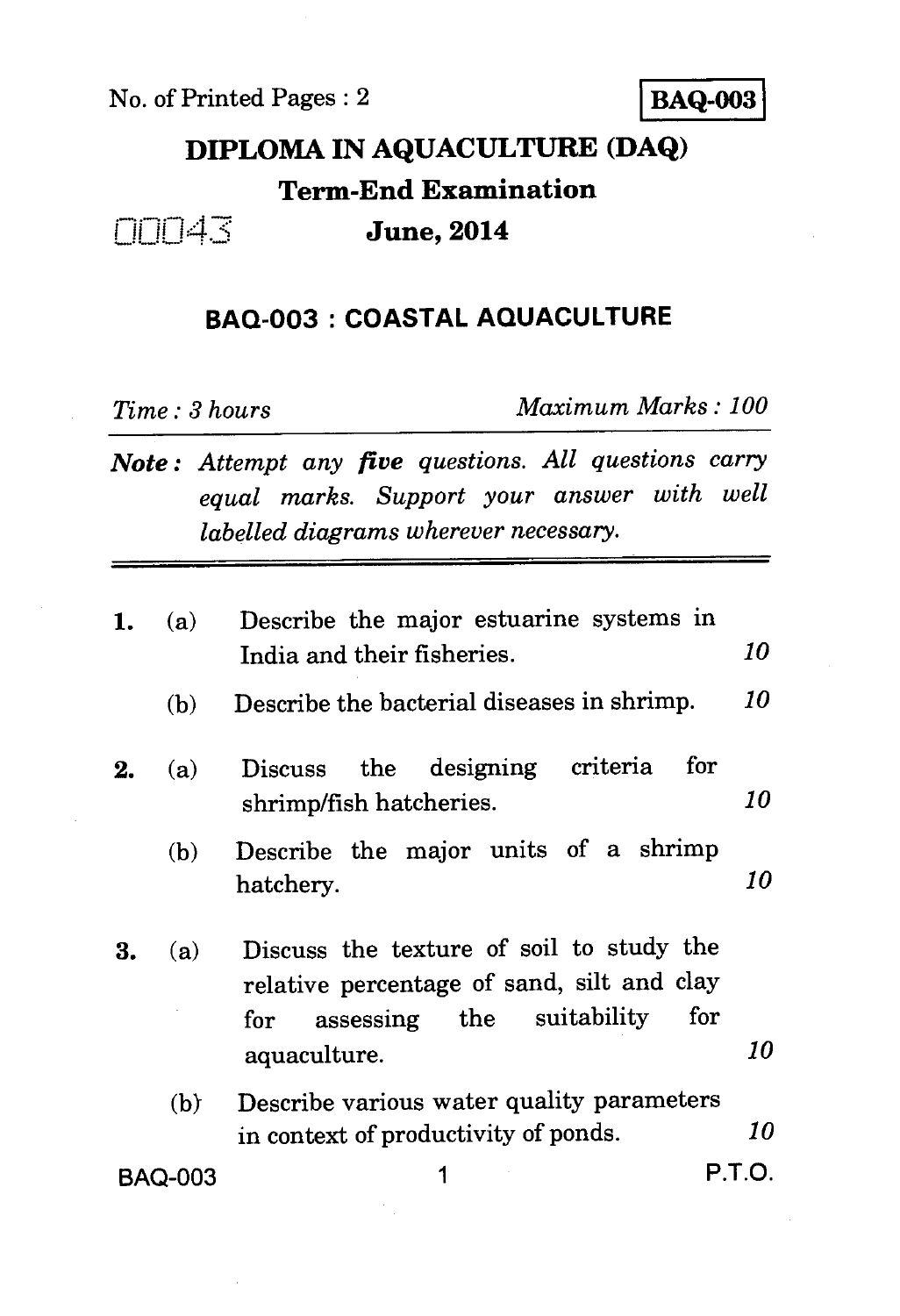No. of Printed Pages : 2

**BAQ-003**

# DIPLOMA IN AQUACULTURE (DAQ)

## Term-End Examination

00043 **June, 2014**

## BAQ-003 : COASTAL AQUACULTURE

*Time : 3 hours* *Maximum Marks : 100*

***Note :*** *Attempt any* ***five*** *questions. All questions carry equal marks. Support your answer with well labelled diagrams wherever necessary.*

---

1. (a) Describe the major estuarine systems in India and their fisheries. *10*

   (b) Describe the bacterial diseases in shrimp. *10*

2. (a) Discuss the designing criteria for shrimp/fish hatcheries. *10*

   (b) Describe the major units of a shrimp hatchery. *10*

3. (a) Discuss the texture of soil to study the relative percentage of sand, silt and clay for assessing the suitability for aquaculture. *10*

   (b) Describe various water quality parameters in context of productivity of ponds. *10*

P.T.O.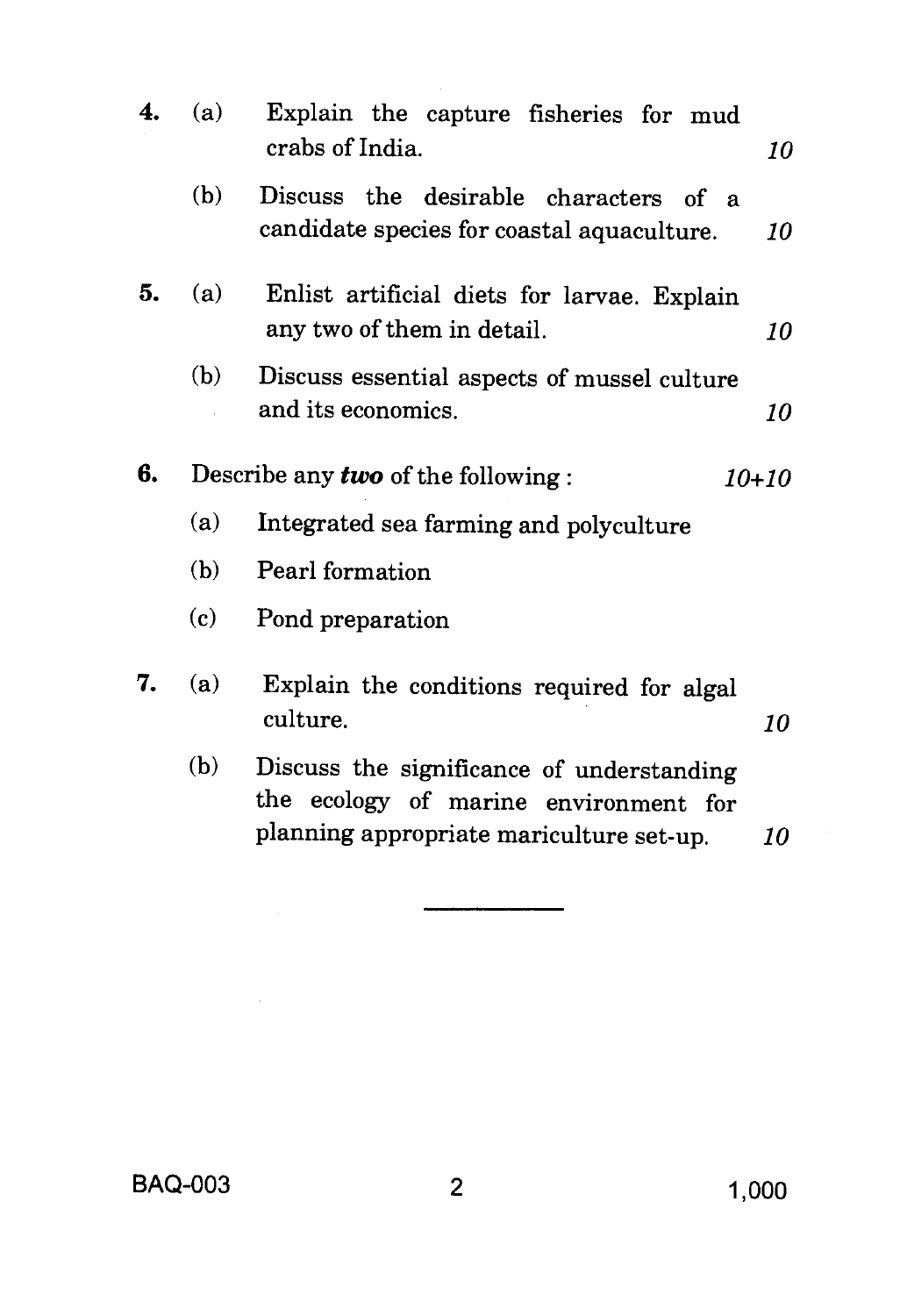4. (a) Explain the capture fisheries for mud crabs of India. *10*

   (b) Discuss the desirable characters of a candidate species for coastal aquaculture. *10*

5. (a) Enlist artificial diets for larvae. Explain any two of them in detail. *10*

   (b) Discuss essential aspects of mussel culture and its economics. *10*

6. Describe any ***two*** of the following : *10+10*

   (a) Integrated sea farming and polyculture

   (b) Pearl formation

   (c) Pond preparation

7. (a) Explain the conditions required for algal culture. *10*

   (b) Discuss the significance of understanding the ecology of marine environment for planning appropriate mariculture set-up. *10*

---

BAQ-003 1,000